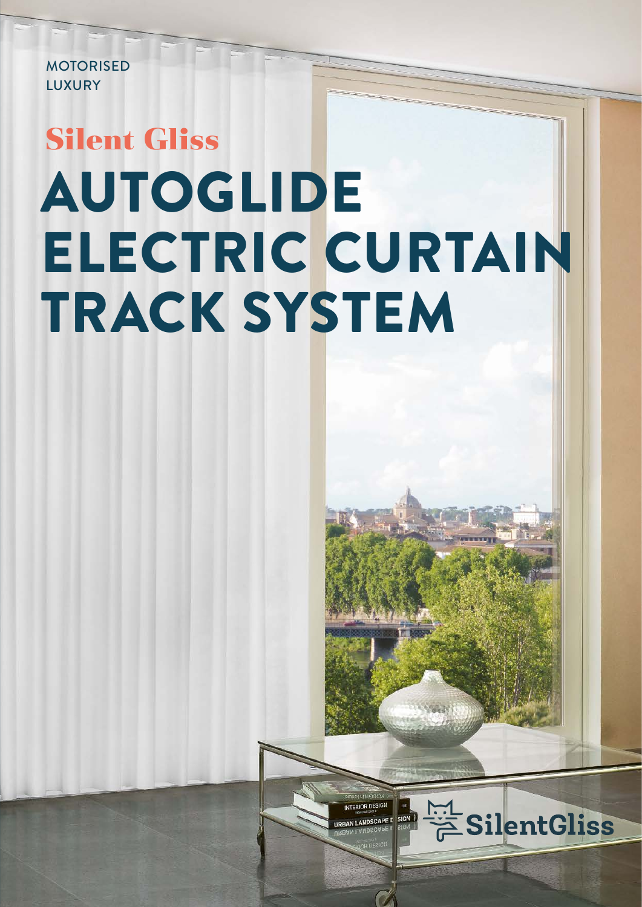MOTORISED
LUXURY

## Silent Gliss

# AUTOGLIDE ELECTRIC CURTAIN TRACK SYSTEM

SilentGliss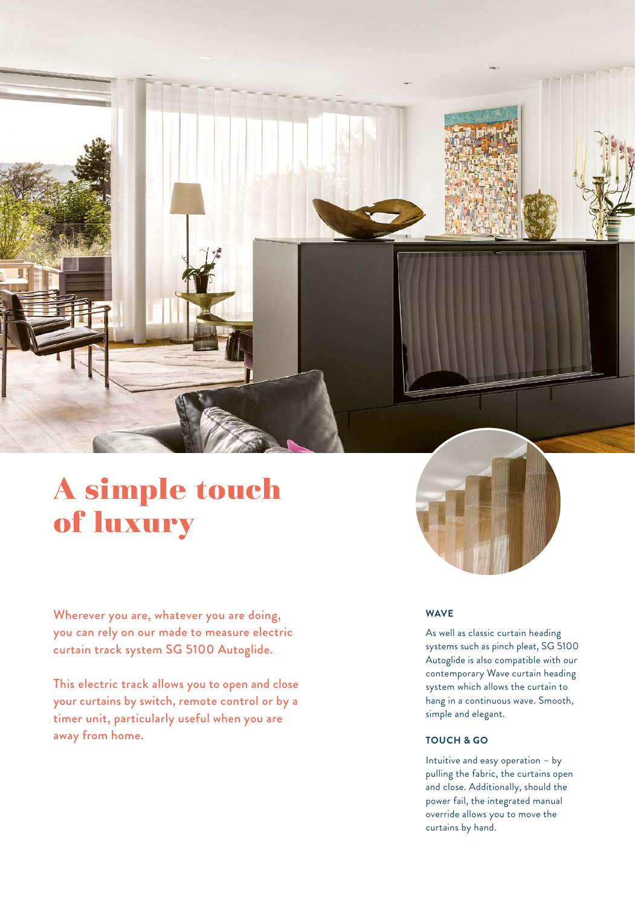# A simple touch of luxury

Wherever you are, whatever you are doing, you can rely on our made to measure electric curtain track system SG 5100 Autoglide.

This electric track allows you to open and close your curtains by switch, remote control or by a timer unit, particularly useful when you are away from home.

### WAVE

As well as classic curtain heading systems such as pinch pleat, SG 5100 Autoglide is also compatible with our contemporary Wave curtain heading system which allows the curtain to hang in a continuous wave. Smooth, simple and elegant.

### TOUCH & GO

Intuitive and easy operation – by pulling the fabric, the curtains open and close. Additionally, should the power fail, the integrated manual override allows you to move the curtains by hand.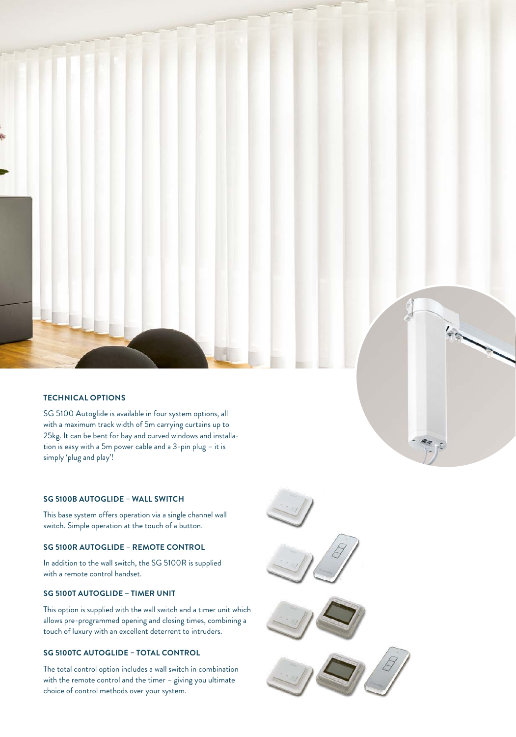## TECHNICAL OPTIONS

SG 5100 Autoglide is available in four system options, all with a maximum track width of 5m carrying curtains up to 25kg. It can be bent for bay and curved windows and installation is easy with a 5m power cable and a 3-pin plug – it is simply 'plug and play'!

### SG 5100B AUTOGLIDE – WALL SWITCH

This base system offers operation via a single channel wall switch. Simple operation at the touch of a button.

### SG 5100R AUTOGLIDE – REMOTE CONTROL

In addition to the wall switch, the SG 5100R is supplied with a remote control handset.

### SG 5100T AUTOGLIDE – TIMER UNIT

This option is supplied with the wall switch and a timer unit which allows pre-programmed opening and closing times, combining a touch of luxury with an excellent deterrent to intruders.

### SG 5100TC AUTOGLIDE – TOTAL CONTROL

The total control option includes a wall switch in combination with the remote control and the timer – giving you ultimate choice of control methods over your system.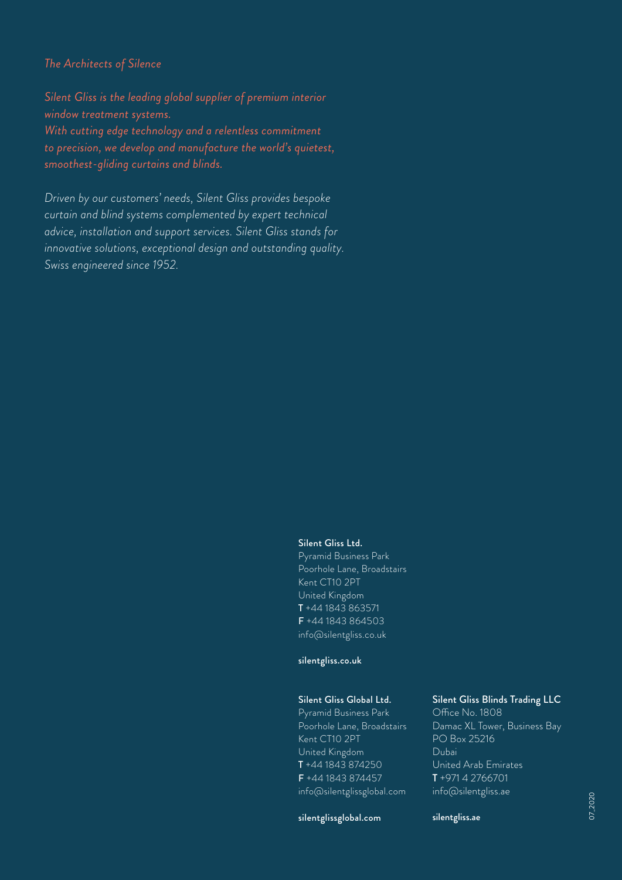*The Architects of Silence*

*Silent Gliss is the leading global supplier of premium interior window treatment systems.*
*With cutting edge technology and a relentless commitment to precision, we develop and manufacture the world's quietest, smoothest-gliding curtains and blinds.*

*Driven by our customers' needs, Silent Gliss provides bespoke curtain and blind systems complemented by expert technical advice, installation and support services. Silent Gliss stands for innovative solutions, exceptional design and outstanding quality. Swiss engineered since 1952.*

**Silent Gliss Ltd.**
Pyramid Business Park
Poorhole Lane, Broadstairs
Kent CT10 2PT
United Kingdom
**T** +44 1843 863571
**F** +44 1843 864503
info@silentgliss.co.uk

**silentgliss.co.uk**

**Silent Gliss Global Ltd.**
Pyramid Business Park
Poorhole Lane, Broadstairs
Kent CT10 2PT
United Kingdom
**T** +44 1843 874250
**F** +44 1843 874457
info@silentglissglobal.com

**silentglissglobal.com**

**Silent Gliss Blinds Trading LLC**
Office No. 1808
Damac XL Tower, Business Bay
PO Box 25216
Dubai
United Arab Emirates
**T** +971 4 2766701
info@silentgliss.ae

**silentgliss.ae**

07.2020